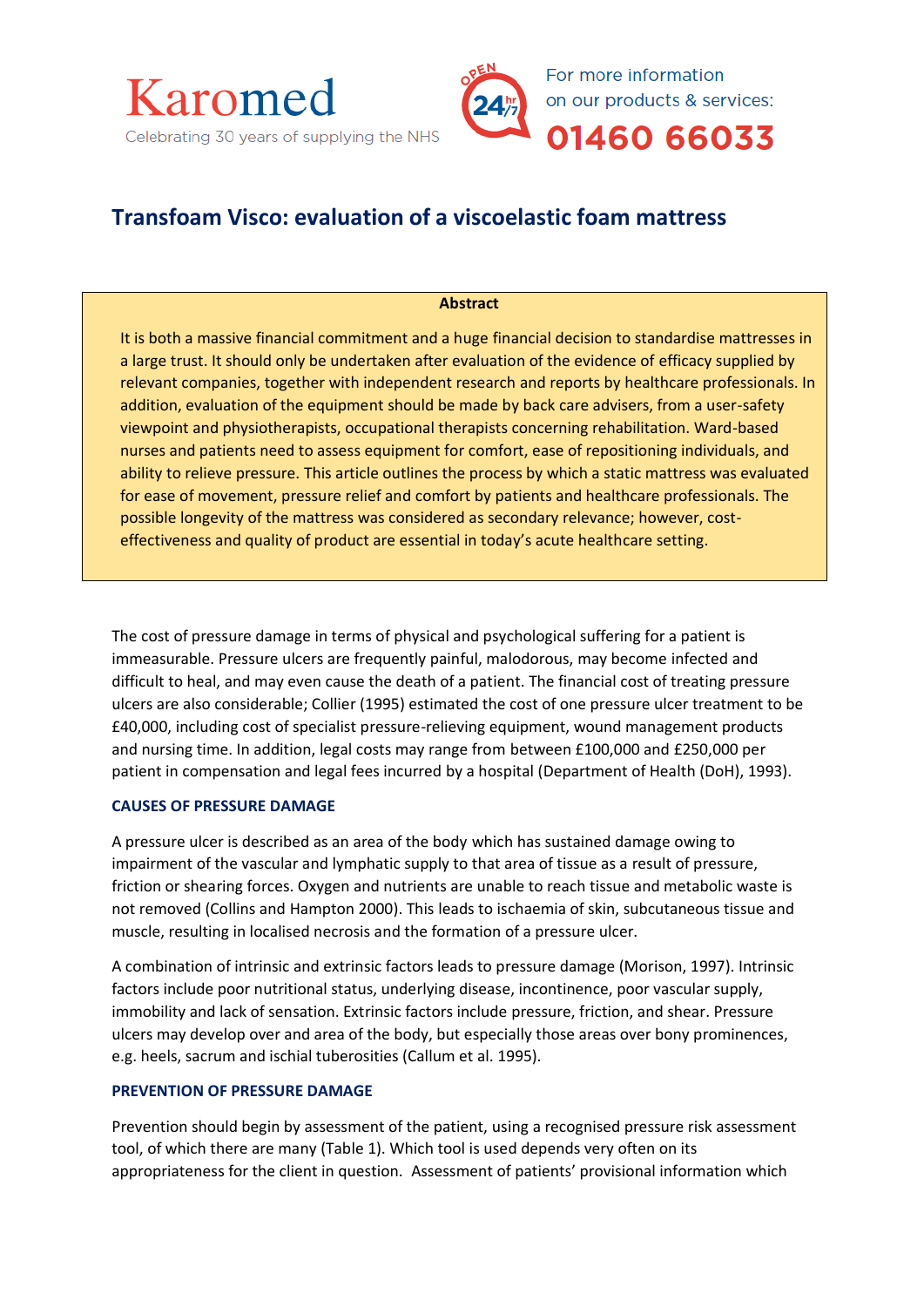Karomed

Celebrating 30 years of supplying the NHS

OPEN 24hr/7

For more information on our products & services:

01460 66033

# Transfoam Visco: evaluation of a viscoelastic foam mattress

**Abstract**

It is both a massive financial commitment and a huge financial decision to standardise mattresses in a large trust. It should only be undertaken after evaluation of the evidence of efficacy supplied by relevant companies, together with independent research and reports by healthcare professionals. In addition, evaluation of the equipment should be made by back care advisers, from a user-safety viewpoint and physiotherapists, occupational therapists concerning rehabilitation. Ward-based nurses and patients need to assess equipment for comfort, ease of repositioning individuals, and ability to relieve pressure. This article outlines the process by which a static mattress was evaluated for ease of movement, pressure relief and comfort by patients and healthcare professionals. The possible longevity of the mattress was considered as secondary relevance; however, cost-effectiveness and quality of product are essential in today's acute healthcare setting.

The cost of pressure damage in terms of physical and psychological suffering for a patient is immeasurable. Pressure ulcers are frequently painful, malodorous, may become infected and difficult to heal, and may even cause the death of a patient. The financial cost of treating pressure ulcers are also considerable; Collier (1995) estimated the cost of one pressure ulcer treatment to be £40,000, including cost of specialist pressure-relieving equipment, wound management products and nursing time. In addition, legal costs may range from between £100,000 and £250,000 per patient in compensation and legal fees incurred by a hospital (Department of Health (DoH), 1993).

## CAUSES OF PRESSURE DAMAGE

A pressure ulcer is described as an area of the body which has sustained damage owing to impairment of the vascular and lymphatic supply to that area of tissue as a result of pressure, friction or shearing forces. Oxygen and nutrients are unable to reach tissue and metabolic waste is not removed (Collins and Hampton 2000). This leads to ischaemia of skin, subcutaneous tissue and muscle, resulting in localised necrosis and the formation of a pressure ulcer.

A combination of intrinsic and extrinsic factors leads to pressure damage (Morison, 1997). Intrinsic factors include poor nutritional status, underlying disease, incontinence, poor vascular supply, immobility and lack of sensation. Extrinsic factors include pressure, friction, and shear. Pressure ulcers may develop over and area of the body, but especially those areas over bony prominences, e.g. heels, sacrum and ischial tuberosities (Callum et al. 1995).

## PREVENTION OF PRESSURE DAMAGE

Prevention should begin by assessment of the patient, using a recognised pressure risk assessment tool, of which there are many (Table 1). Which tool is used depends very often on its appropriateness for the client in question. Assessment of patients' provisional information which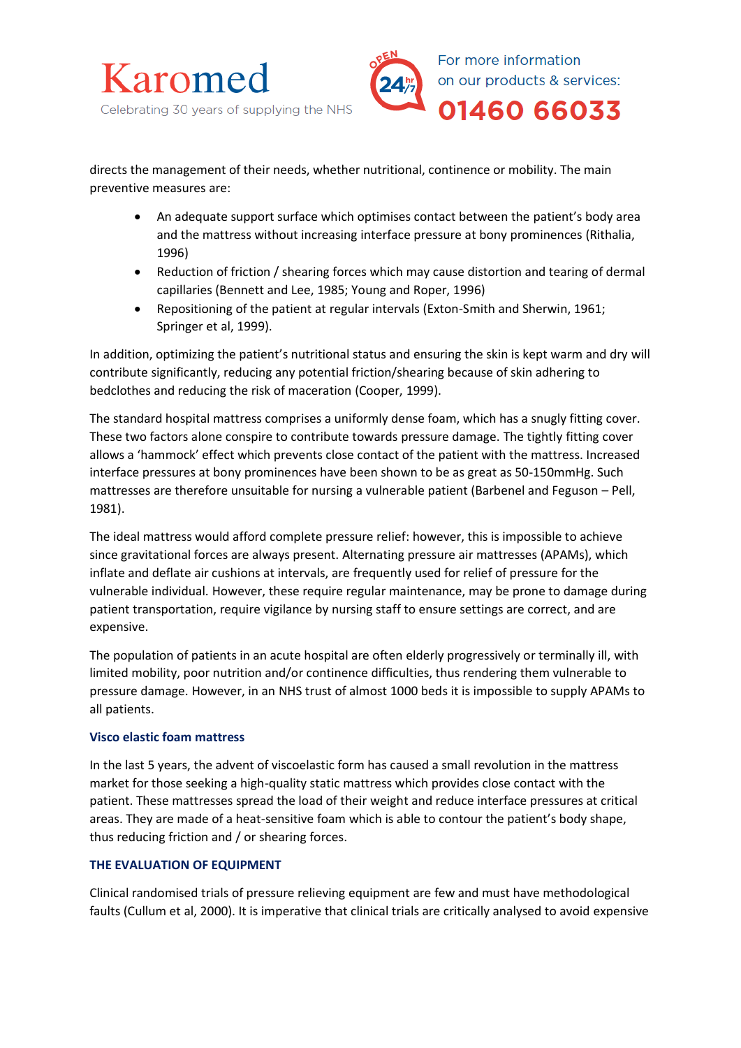directs the management of their needs, whether nutritional, continence or mobility. The main preventive measures are:

- An adequate support surface which optimises contact between the patient's body area and the mattress without increasing interface pressure at bony prominences (Rithalia, 1996)
- Reduction of friction / shearing forces which may cause distortion and tearing of dermal capillaries (Bennett and Lee, 1985; Young and Roper, 1996)
- Repositioning of the patient at regular intervals (Exton-Smith and Sherwin, 1961; Springer et al, 1999).

In addition, optimizing the patient's nutritional status and ensuring the skin is kept warm and dry will contribute significantly, reducing any potential friction/shearing because of skin adhering to bedclothes and reducing the risk of maceration (Cooper, 1999).

The standard hospital mattress comprises a uniformly dense foam, which has a snugly fitting cover. These two factors alone conspire to contribute towards pressure damage. The tightly fitting cover allows a 'hammock' effect which prevents close contact of the patient with the mattress. Increased interface pressures at bony prominences have been shown to be as great as 50-150mmHg. Such mattresses are therefore unsuitable for nursing a vulnerable patient (Barbenel and Feguson – Pell, 1981).

The ideal mattress would afford complete pressure relief: however, this is impossible to achieve since gravitational forces are always present. Alternating pressure air mattresses (APAMs), which inflate and deflate air cushions at intervals, are frequently used for relief of pressure for the vulnerable individual. However, these require regular maintenance, may be prone to damage during patient transportation, require vigilance by nursing staff to ensure settings are correct, and are expensive.

The population of patients in an acute hospital are often elderly progressively or terminally ill, with limited mobility, poor nutrition and/or continence difficulties, thus rendering them vulnerable to pressure damage. However, in an NHS trust of almost 1000 beds it is impossible to supply APAMs to all patients.

### Visco elastic foam mattress

In the last 5 years, the advent of viscoelastic form has caused a small revolution in the mattress market for those seeking a high-quality static mattress which provides close contact with the patient. These mattresses spread the load of their weight and reduce interface pressures at critical areas. They are made of a heat-sensitive foam which is able to contour the patient's body shape, thus reducing friction and / or shearing forces.

### THE EVALUATION OF EQUIPMENT

Clinical randomised trials of pressure relieving equipment are few and must have methodological faults (Cullum et al, 2000). It is imperative that clinical trials are critically analysed to avoid expensive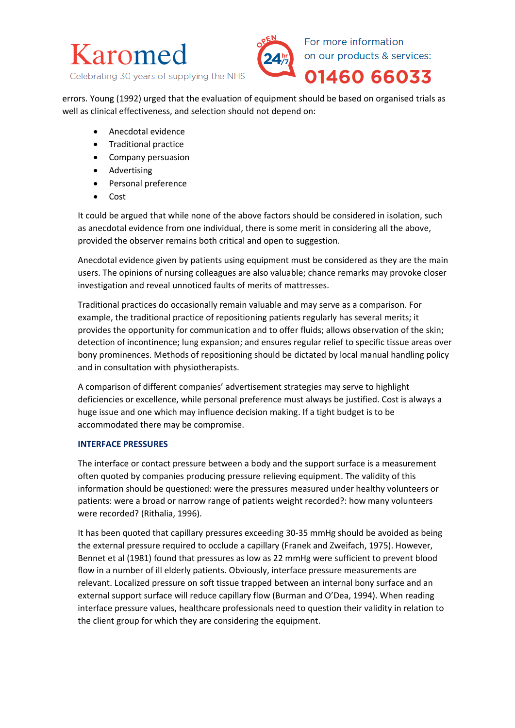errors. Young (1992) urged that the evaluation of equipment should be based on organised trials as well as clinical effectiveness, and selection should not depend on:

- Anecdotal evidence
- Traditional practice
- Company persuasion
- Advertising
- Personal preference
- Cost

It could be argued that while none of the above factors should be considered in isolation, such as anecdotal evidence from one individual, there is some merit in considering all the above, provided the observer remains both critical and open to suggestion.

Anecdotal evidence given by patients using equipment must be considered as they are the main users. The opinions of nursing colleagues are also valuable; chance remarks may provoke closer investigation and reveal unnoticed faults of merits of mattresses.

Traditional practices do occasionally remain valuable and may serve as a comparison. For example, the traditional practice of repositioning patients regularly has several merits; it provides the opportunity for communication and to offer fluids; allows observation of the skin; detection of incontinence; lung expansion; and ensures regular relief to specific tissue areas over bony prominences. Methods of repositioning should be dictated by local manual handling policy and in consultation with physiotherapists.

A comparison of different companies' advertisement strategies may serve to highlight deficiencies or excellence, while personal preference must always be justified. Cost is always a huge issue and one which may influence decision making. If a tight budget is to be accommodated there may be compromise.

### INTERFACE PRESSURES

The interface or contact pressure between a body and the support surface is a measurement often quoted by companies producing pressure relieving equipment. The validity of this information should be questioned: were the pressures measured under healthy volunteers or patients: were a broad or narrow range of patients weight recorded?: how many volunteers were recorded? (Rithalia, 1996).

It has been quoted that capillary pressures exceeding 30-35 mmHg should be avoided as being the external pressure required to occlude a capillary (Franek and Zweifach, 1975). However, Bennet et al (1981) found that pressures as low as 22 mmHg were sufficient to prevent blood flow in a number of ill elderly patients. Obviously, interface pressure measurements are relevant. Localized pressure on soft tissue trapped between an internal bony surface and an external support surface will reduce capillary flow (Burman and O'Dea, 1994). When reading interface pressure values, healthcare professionals need to question their validity in relation to the client group for which they are considering the equipment.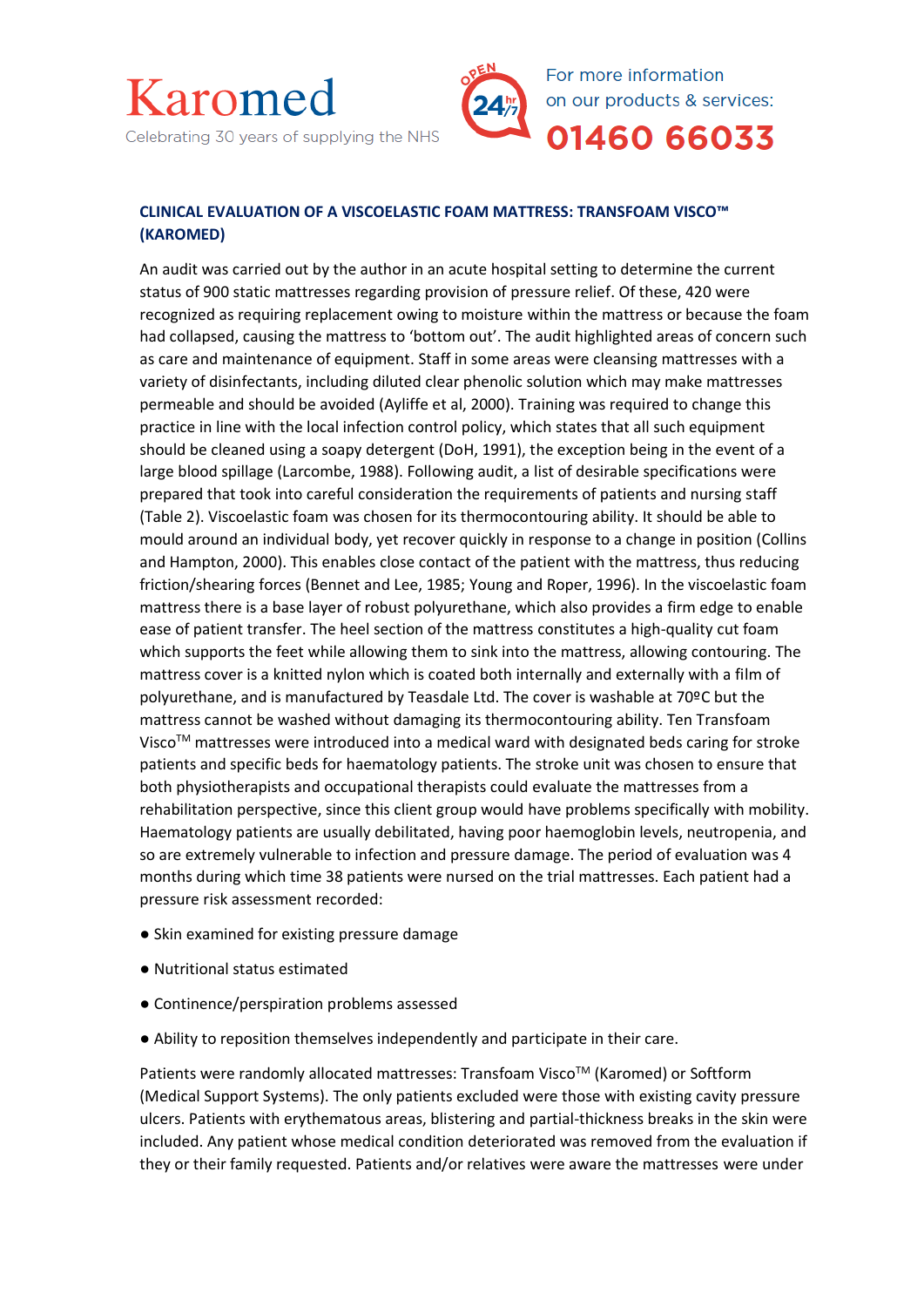## CLINICAL EVALUATION OF A VISCOELASTIC FOAM MATTRESS: TRANSFOAM VISCO™ (KAROMED)

An audit was carried out by the author in an acute hospital setting to determine the current status of 900 static mattresses regarding provision of pressure relief. Of these, 420 were recognized as requiring replacement owing to moisture within the mattress or because the foam had collapsed, causing the mattress to 'bottom out'. The audit highlighted areas of concern such as care and maintenance of equipment. Staff in some areas were cleansing mattresses with a variety of disinfectants, including diluted clear phenolic solution which may make mattresses permeable and should be avoided (Ayliffe et al, 2000). Training was required to change this practice in line with the local infection control policy, which states that all such equipment should be cleaned using a soapy detergent (DoH, 1991), the exception being in the event of a large blood spillage (Larcombe, 1988). Following audit, a list of desirable specifications were prepared that took into careful consideration the requirements of patients and nursing staff (Table 2). Viscoelastic foam was chosen for its thermocontouring ability. It should be able to mould around an individual body, yet recover quickly in response to a change in position (Collins and Hampton, 2000). This enables close contact of the patient with the mattress, thus reducing friction/shearing forces (Bennet and Lee, 1985; Young and Roper, 1996). In the viscoelastic foam mattress there is a base layer of robust polyurethane, which also provides a firm edge to enable ease of patient transfer. The heel section of the mattress constitutes a high-quality cut foam which supports the feet while allowing them to sink into the mattress, allowing contouring. The mattress cover is a knitted nylon which is coated both internally and externally with a film of polyurethane, and is manufactured by Teasdale Ltd. The cover is washable at 70ºC but the mattress cannot be washed without damaging its thermocontouring ability. Ten Transfoam Visco™ mattresses were introduced into a medical ward with designated beds caring for stroke patients and specific beds for haematology patients. The stroke unit was chosen to ensure that both physiotherapists and occupational therapists could evaluate the mattresses from a rehabilitation perspective, since this client group would have problems specifically with mobility. Haematology patients are usually debilitated, having poor haemoglobin levels, neutropenia, and so are extremely vulnerable to infection and pressure damage. The period of evaluation was 4 months during which time 38 patients were nursed on the trial mattresses. Each patient had a pressure risk assessment recorded:

- Skin examined for existing pressure damage
- Nutritional status estimated
- Continence/perspiration problems assessed
- Ability to reposition themselves independently and participate in their care.

Patients were randomly allocated mattresses: Transfoam Visco™ (Karomed) or Softform (Medical Support Systems). The only patients excluded were those with existing cavity pressure ulcers. Patients with erythematous areas, blistering and partial-thickness breaks in the skin were included. Any patient whose medical condition deteriorated was removed from the evaluation if they or their family requested. Patients and/or relatives were aware the mattresses were under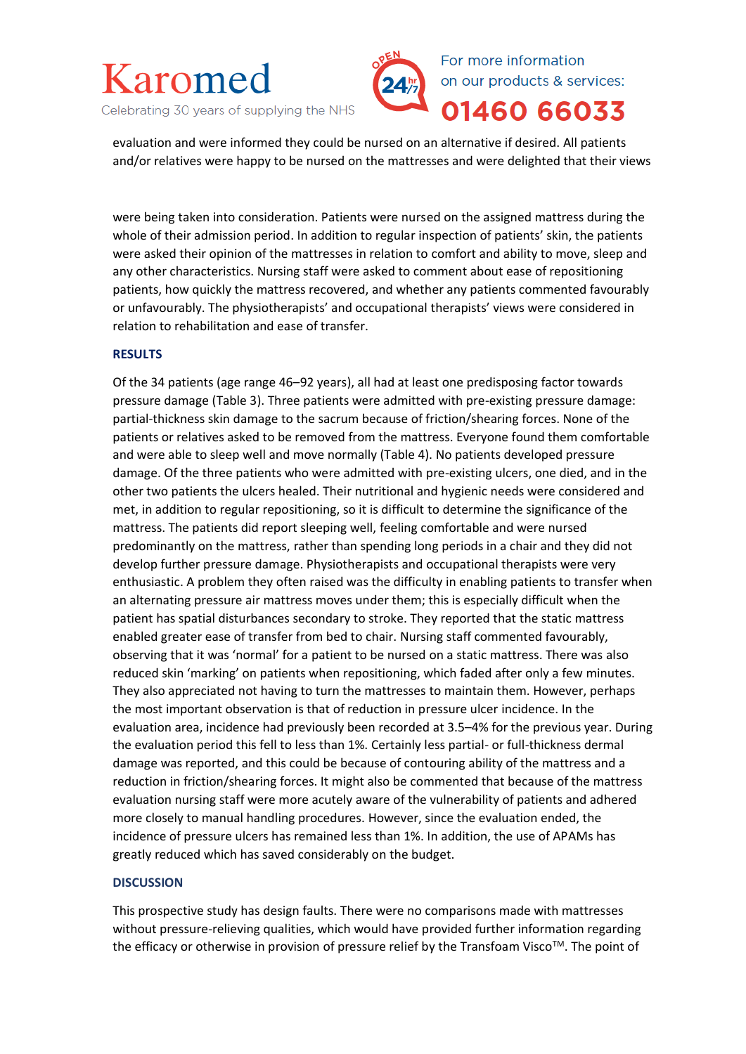evaluation and were informed they could be nursed on an alternative if desired. All patients and/or relatives were happy to be nursed on the mattresses and were delighted that their views

were being taken into consideration. Patients were nursed on the assigned mattress during the whole of their admission period. In addition to regular inspection of patients' skin, the patients were asked their opinion of the mattresses in relation to comfort and ability to move, sleep and any other characteristics. Nursing staff were asked to comment about ease of repositioning patients, how quickly the mattress recovered, and whether any patients commented favourably or unfavourably. The physiotherapists' and occupational therapists' views were considered in relation to rehabilitation and ease of transfer.

## RESULTS

Of the 34 patients (age range 46–92 years), all had at least one predisposing factor towards pressure damage (Table 3). Three patients were admitted with pre-existing pressure damage: partial-thickness skin damage to the sacrum because of friction/shearing forces. None of the patients or relatives asked to be removed from the mattress. Everyone found them comfortable and were able to sleep well and move normally (Table 4). No patients developed pressure damage. Of the three patients who were admitted with pre-existing ulcers, one died, and in the other two patients the ulcers healed. Their nutritional and hygienic needs were considered and met, in addition to regular repositioning, so it is difficult to determine the significance of the mattress. The patients did report sleeping well, feeling comfortable and were nursed predominantly on the mattress, rather than spending long periods in a chair and they did not develop further pressure damage. Physiotherapists and occupational therapists were very enthusiastic. A problem they often raised was the difficulty in enabling patients to transfer when an alternating pressure air mattress moves under them; this is especially difficult when the patient has spatial disturbances secondary to stroke. They reported that the static mattress enabled greater ease of transfer from bed to chair. Nursing staff commented favourably, observing that it was 'normal' for a patient to be nursed on a static mattress. There was also reduced skin 'marking' on patients when repositioning, which faded after only a few minutes. They also appreciated not having to turn the mattresses to maintain them. However, perhaps the most important observation is that of reduction in pressure ulcer incidence. In the evaluation area, incidence had previously been recorded at 3.5–4% for the previous year. During the evaluation period this fell to less than 1%. Certainly less partial- or full-thickness dermal damage was reported, and this could be because of contouring ability of the mattress and a reduction in friction/shearing forces. It might also be commented that because of the mattress evaluation nursing staff were more acutely aware of the vulnerability of patients and adhered more closely to manual handling procedures. However, since the evaluation ended, the incidence of pressure ulcers has remained less than 1%. In addition, the use of APAMs has greatly reduced which has saved considerably on the budget.

## DISCUSSION

This prospective study has design faults. There were no comparisons made with mattresses without pressure-relieving qualities, which would have provided further information regarding the efficacy or otherwise in provision of pressure relief by the Transfoam Visco™. The point of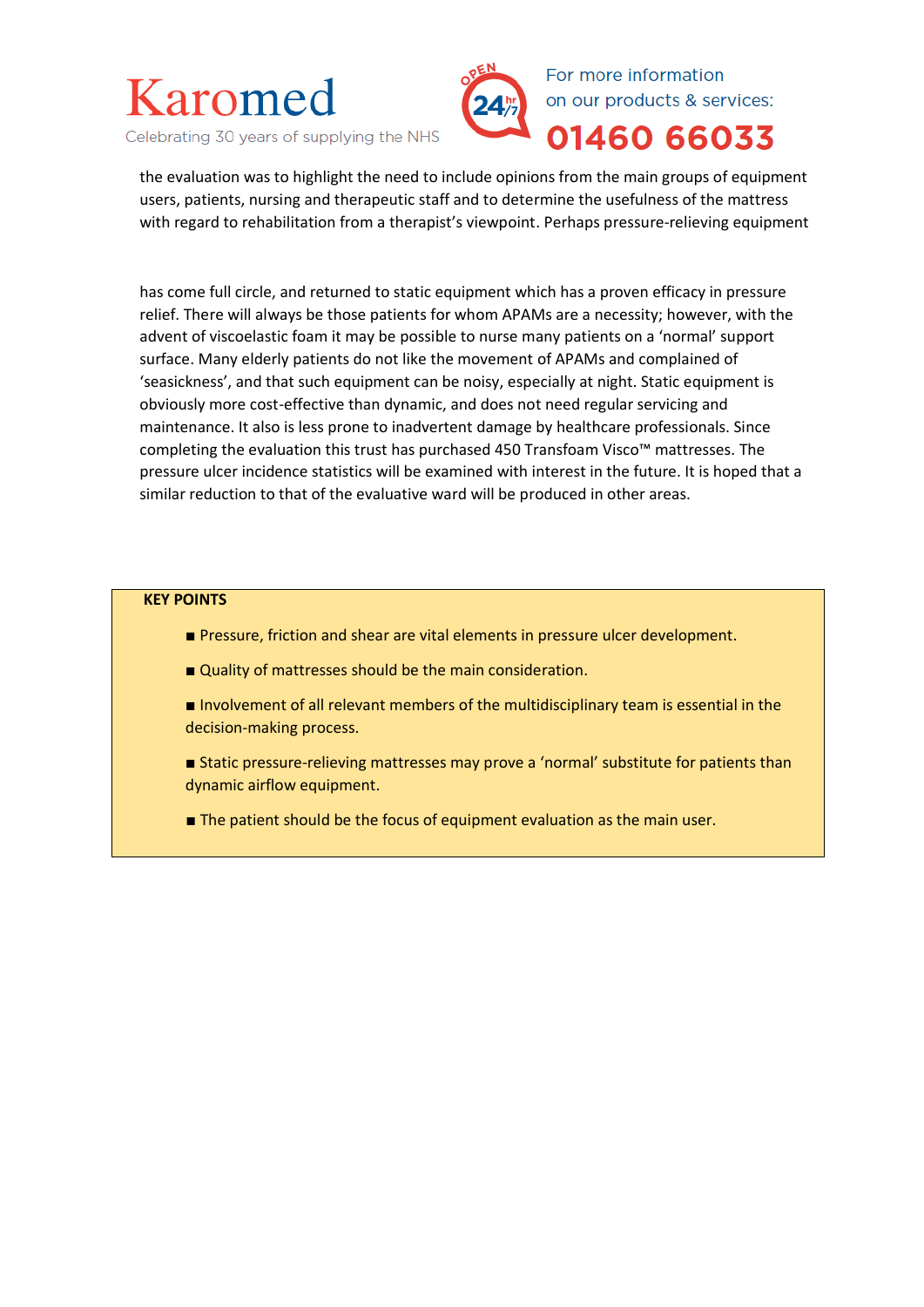the evaluation was to highlight the need to include opinions from the main groups of equipment users, patients, nursing and therapeutic staff and to determine the usefulness of the mattress with regard to rehabilitation from a therapist's viewpoint. Perhaps pressure-relieving equipment

has come full circle, and returned to static equipment which has a proven efficacy in pressure relief. There will always be those patients for whom APAMs are a necessity; however, with the advent of viscoelastic foam it may be possible to nurse many patients on a 'normal' support surface. Many elderly patients do not like the movement of APAMs and complained of 'seasickness', and that such equipment can be noisy, especially at night. Static equipment is obviously more cost-effective than dynamic, and does not need regular servicing and maintenance. It also is less prone to inadvertent damage by healthcare professionals. Since completing the evaluation this trust has purchased 450 Transfoam Visco™ mattresses. The pressure ulcer incidence statistics will be examined with interest in the future. It is hoped that a similar reduction to that of the evaluative ward will be produced in other areas.

**KEY POINTS**

- Pressure, friction and shear are vital elements in pressure ulcer development.
- Quality of mattresses should be the main consideration.
- Involvement of all relevant members of the multidisciplinary team is essential in the decision-making process.
- Static pressure-relieving mattresses may prove a 'normal' substitute for patients than dynamic airflow equipment.
- The patient should be the focus of equipment evaluation as the main user.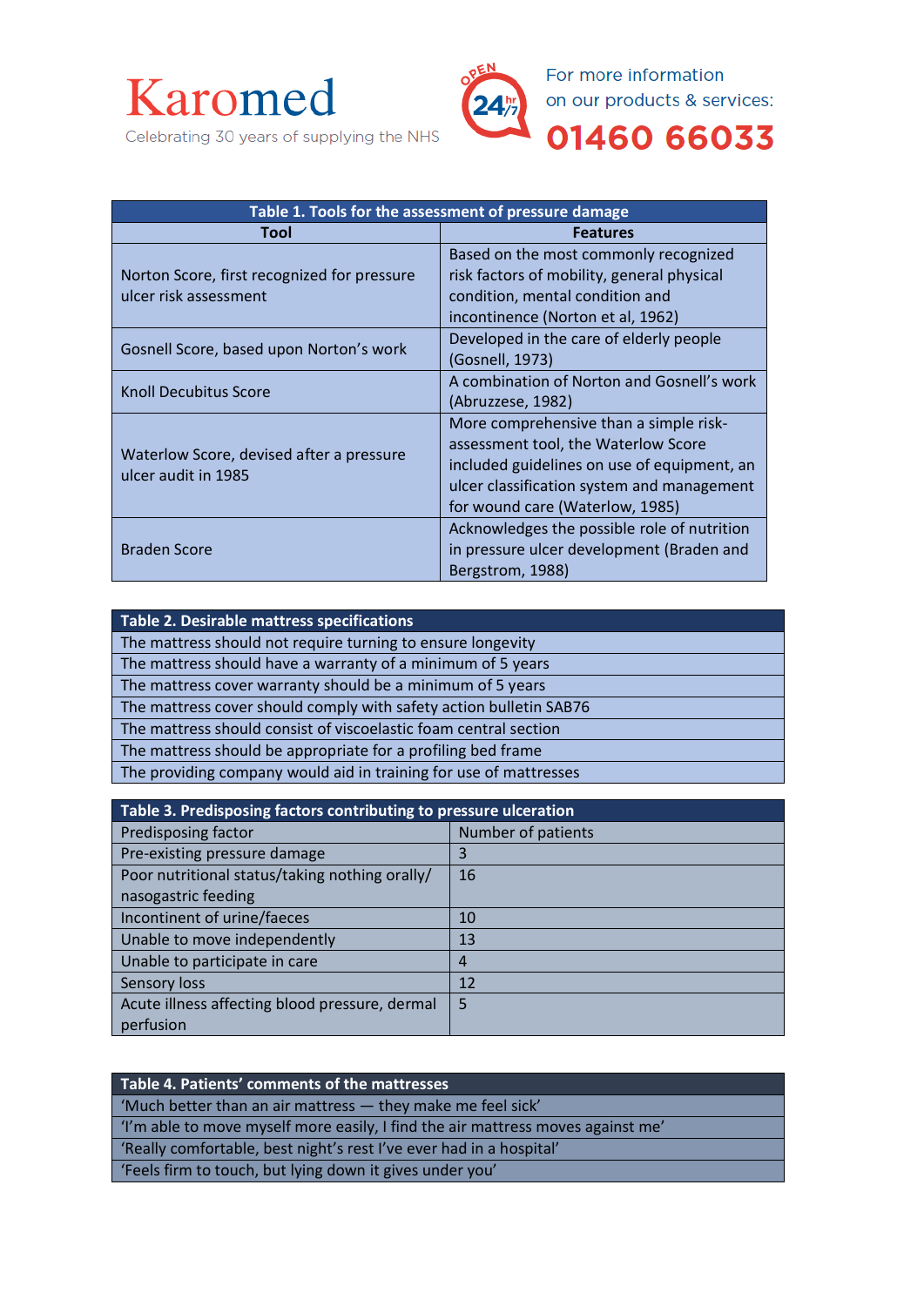Karomed

Celebrating 30 years of supplying the NHS

For more information on our products & services: 01460 66033

| Table 1. Tools for the assessment of pressure damage | |
|---|---|
| **Tool** | **Features** |
| Norton Score, first recognized for pressure ulcer risk assessment | Based on the most commonly recognized risk factors of mobility, general physical condition, mental condition and incontinence (Norton et al, 1962) |
| Gosnell Score, based upon Norton's work | Developed in the care of elderly people (Gosnell, 1973) |
| Knoll Decubitus Score | A combination of Norton and Gosnell's work (Abruzzese, 1982) |
| Waterlow Score, devised after a pressure ulcer audit in 1985 | More comprehensive than a simple risk-assessment tool, the Waterlow Score included guidelines on use of equipment, an ulcer classification system and management for wound care (Waterlow, 1985) |
| Braden Score | Acknowledges the possible role of nutrition in pressure ulcer development (Braden and Bergstrom, 1988) |

| Table 2. Desirable mattress specifications |
|---|
| The mattress should not require turning to ensure longevity |
| The mattress should have a warranty of a minimum of 5 years |
| The mattress cover warranty should be a minimum of 5 years |
| The mattress cover should comply with safety action bulletin SAB76 |
| The mattress should consist of viscoelastic foam central section |
| The mattress should be appropriate for a profiling bed frame |
| The providing company would aid in training for use of mattresses |

| Table 3. Predisposing factors contributing to pressure ulceration | |
|---|---|
| Predisposing factor | Number of patients |
| Pre-existing pressure damage | 3 |
| Poor nutritional status/taking nothing orally/ nasogastric feeding | 16 |
| Incontinent of urine/faeces | 10 |
| Unable to move independently | 13 |
| Unable to participate in care | 4 |
| Sensory loss | 12 |
| Acute illness affecting blood pressure, dermal perfusion | 5 |

| Table 4. Patients' comments of the mattresses |
|---|
| 'Much better than an air mattress — they make me feel sick' |
| 'I'm able to move myself more easily, I find the air mattress moves against me' |
| 'Really comfortable, best night's rest I've ever had in a hospital' |
| 'Feels firm to touch, but lying down it gives under you' |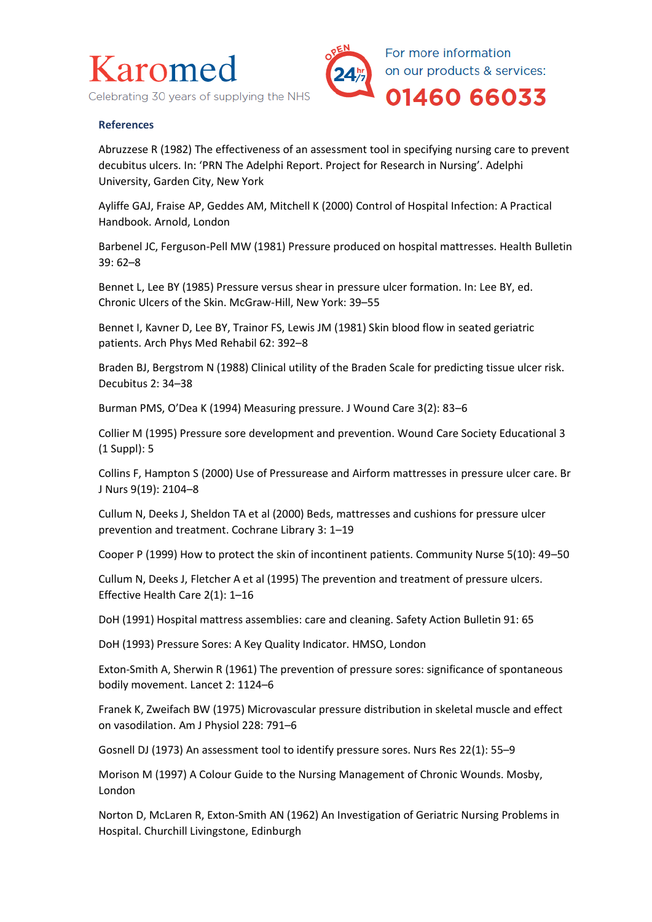## References

Abruzzese R (1982) The effectiveness of an assessment tool in specifying nursing care to prevent decubitus ulcers. In: 'PRN The Adelphi Report. Project for Research in Nursing'. Adelphi University, Garden City, New York

Ayliffe GAJ, Fraise AP, Geddes AM, Mitchell K (2000) Control of Hospital Infection: A Practical Handbook. Arnold, London

Barbenel JC, Ferguson-Pell MW (1981) Pressure produced on hospital mattresses. Health Bulletin 39: 62–8

Bennet L, Lee BY (1985) Pressure versus shear in pressure ulcer formation. In: Lee BY, ed. Chronic Ulcers of the Skin. McGraw-Hill, New York: 39–55

Bennet I, Kavner D, Lee BY, Trainor FS, Lewis JM (1981) Skin blood flow in seated geriatric patients. Arch Phys Med Rehabil 62: 392–8

Braden BJ, Bergstrom N (1988) Clinical utility of the Braden Scale for predicting tissue ulcer risk. Decubitus 2: 34–38

Burman PMS, O'Dea K (1994) Measuring pressure. J Wound Care 3(2): 83–6

Collier M (1995) Pressure sore development and prevention. Wound Care Society Educational 3 (1 Suppl): 5

Collins F, Hampton S (2000) Use of Pressurease and Airform mattresses in pressure ulcer care. Br J Nurs 9(19): 2104–8

Cullum N, Deeks J, Sheldon TA et al (2000) Beds, mattresses and cushions for pressure ulcer prevention and treatment. Cochrane Library 3: 1–19

Cooper P (1999) How to protect the skin of incontinent patients. Community Nurse 5(10): 49–50

Cullum N, Deeks J, Fletcher A et al (1995) The prevention and treatment of pressure ulcers. Effective Health Care 2(1): 1–16

DoH (1991) Hospital mattress assemblies: care and cleaning. Safety Action Bulletin 91: 65

DoH (1993) Pressure Sores: A Key Quality Indicator. HMSO, London

Exton-Smith A, Sherwin R (1961) The prevention of pressure sores: significance of spontaneous bodily movement. Lancet 2: 1124–6

Franek K, Zweifach BW (1975) Microvascular pressure distribution in skeletal muscle and effect on vasodilation. Am J Physiol 228: 791–6

Gosnell DJ (1973) An assessment tool to identify pressure sores. Nurs Res 22(1): 55–9

Morison M (1997) A Colour Guide to the Nursing Management of Chronic Wounds. Mosby, London

Norton D, McLaren R, Exton-Smith AN (1962) An Investigation of Geriatric Nursing Problems in Hospital. Churchill Livingstone, Edinburgh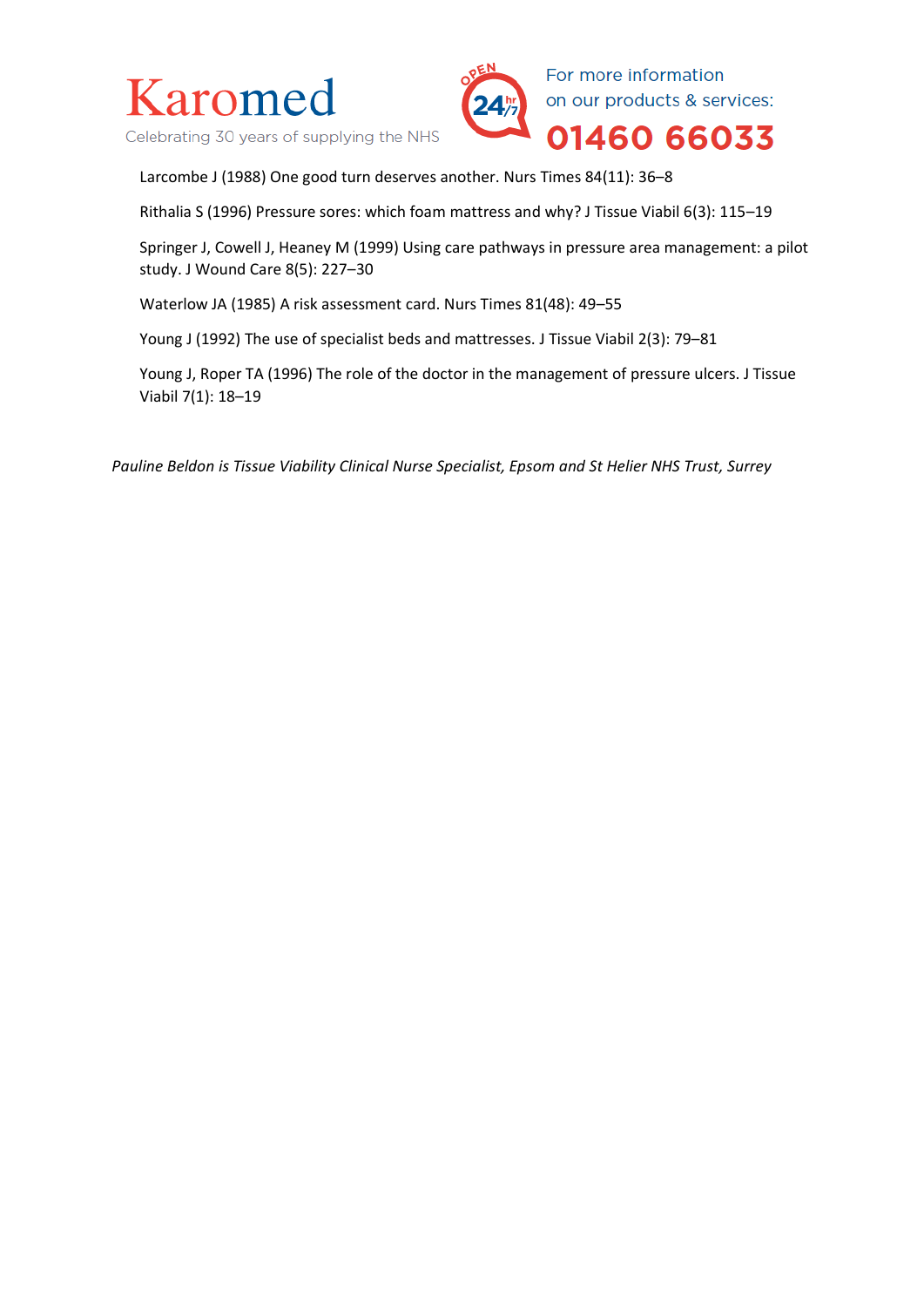Larcombe J (1988) One good turn deserves another. Nurs Times 84(11): 36–8

Rithalia S (1996) Pressure sores: which foam mattress and why? J Tissue Viabil 6(3): 115–19

Springer J, Cowell J, Heaney M (1999) Using care pathways in pressure area management: a pilot study. J Wound Care 8(5): 227–30

Waterlow JA (1985) A risk assessment card. Nurs Times 81(48): 49–55

Young J (1992) The use of specialist beds and mattresses. J Tissue Viabil 2(3): 79–81

Young J, Roper TA (1996) The role of the doctor in the management of pressure ulcers. J Tissue Viabil 7(1): 18–19

*Pauline Beldon is Tissue Viability Clinical Nurse Specialist, Epsom and St Helier NHS Trust, Surrey*